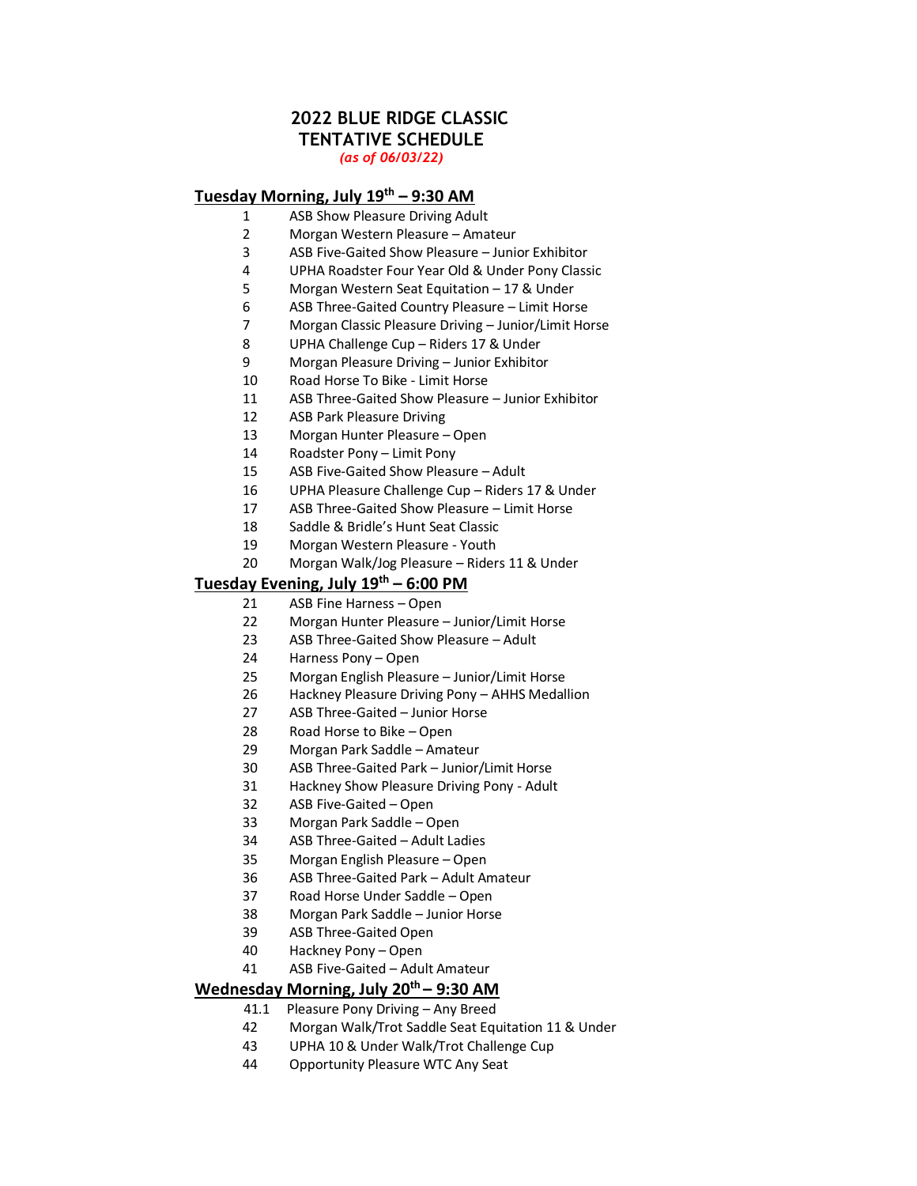# 2022 BLUE RIDGE CLASSIC
# TENTATIVE SCHEDULE

*(as of 06/03/22)*

## Tuesday Morning, July 19th – 9:30 AM

1 ASB Show Pleasure Driving Adult
2 Morgan Western Pleasure – Amateur
3 ASB Five-Gaited Show Pleasure – Junior Exhibitor
4 UPHA Roadster Four Year Old & Under Pony Classic
5 Morgan Western Seat Equitation – 17 & Under
6 ASB Three-Gaited Country Pleasure – Limit Horse
7 Morgan Classic Pleasure Driving – Junior/Limit Horse
8 UPHA Challenge Cup – Riders 17 & Under
9 Morgan Pleasure Driving – Junior Exhibitor
10 Road Horse To Bike - Limit Horse
11 ASB Three-Gaited Show Pleasure – Junior Exhibitor
12 ASB Park Pleasure Driving
13 Morgan Hunter Pleasure – Open
14 Roadster Pony – Limit Pony
15 ASB Five-Gaited Show Pleasure – Adult
16 UPHA Pleasure Challenge Cup – Riders 17 & Under
17 ASB Three-Gaited Show Pleasure – Limit Horse
18 Saddle & Bridle's Hunt Seat Classic
19 Morgan Western Pleasure - Youth
20 Morgan Walk/Jog Pleasure – Riders 11 & Under

## Tuesday Evening, July 19th – 6:00 PM

21 ASB Fine Harness – Open
22 Morgan Hunter Pleasure – Junior/Limit Horse
23 ASB Three-Gaited Show Pleasure – Adult
24 Harness Pony – Open
25 Morgan English Pleasure – Junior/Limit Horse
26 Hackney Pleasure Driving Pony – AHHS Medallion
27 ASB Three-Gaited – Junior Horse
28 Road Horse to Bike – Open
29 Morgan Park Saddle – Amateur
30 ASB Three-Gaited Park – Junior/Limit Horse
31 Hackney Show Pleasure Driving Pony - Adult
32 ASB Five-Gaited – Open
33 Morgan Park Saddle – Open
34 ASB Three-Gaited – Adult Ladies
35 Morgan English Pleasure – Open
36 ASB Three-Gaited Park – Adult Amateur
37 Road Horse Under Saddle – Open
38 Morgan Park Saddle – Junior Horse
39 ASB Three-Gaited Open
40 Hackney Pony – Open
41 ASB Five-Gaited – Adult Amateur

## Wednesday Morning, July 20th – 9:30 AM

41.1 Pleasure Pony Driving – Any Breed
42 Morgan Walk/Trot Saddle Seat Equitation 11 & Under
43 UPHA 10 & Under Walk/Trot Challenge Cup
44 Opportunity Pleasure WTC Any Seat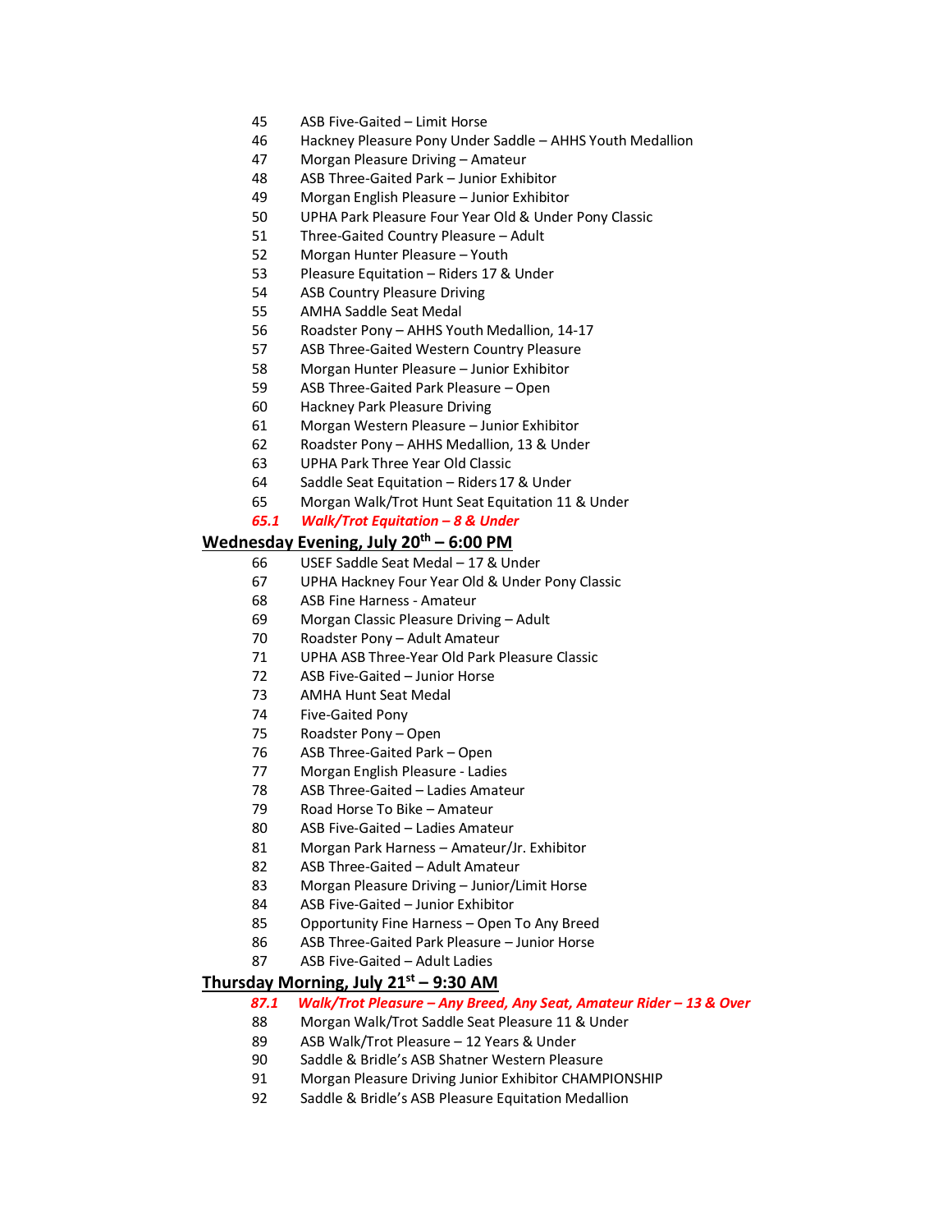45 ASB Five-Gaited – Limit Horse
46 Hackney Pleasure Pony Under Saddle – AHHS Youth Medallion
47 Morgan Pleasure Driving – Amateur
48 ASB Three-Gaited Park – Junior Exhibitor
49 Morgan English Pleasure – Junior Exhibitor
50 UPHA Park Pleasure Four Year Old & Under Pony Classic
51 Three-Gaited Country Pleasure – Adult
52 Morgan Hunter Pleasure – Youth
53 Pleasure Equitation – Riders 17 & Under
54 ASB Country Pleasure Driving
55 AMHA Saddle Seat Medal
56 Roadster Pony – AHHS Youth Medallion, 14-17
57 ASB Three-Gaited Western Country Pleasure
58 Morgan Hunter Pleasure – Junior Exhibitor
59 ASB Three-Gaited Park Pleasure – Open
60 Hackney Park Pleasure Driving
61 Morgan Western Pleasure – Junior Exhibitor
62 Roadster Pony – AHHS Medallion, 13 & Under
63 UPHA Park Three Year Old Classic
64 Saddle Seat Equitation – Riders 17 & Under
65 Morgan Walk/Trot Hunt Seat Equitation 11 & Under
***65.1 Walk/Trot Equitation – 8 & Under***

## Wednesday Evening, July 20th – 6:00 PM

66 USEF Saddle Seat Medal – 17 & Under
67 UPHA Hackney Four Year Old & Under Pony Classic
68 ASB Fine Harness - Amateur
69 Morgan Classic Pleasure Driving – Adult
70 Roadster Pony – Adult Amateur
71 UPHA ASB Three-Year Old Park Pleasure Classic
72 ASB Five-Gaited – Junior Horse
73 AMHA Hunt Seat Medal
74 Five-Gaited Pony
75 Roadster Pony – Open
76 ASB Three-Gaited Park – Open
77 Morgan English Pleasure - Ladies
78 ASB Three-Gaited – Ladies Amateur
79 Road Horse To Bike – Amateur
80 ASB Five-Gaited – Ladies Amateur
81 Morgan Park Harness – Amateur/Jr. Exhibitor
82 ASB Three-Gaited – Adult Amateur
83 Morgan Pleasure Driving – Junior/Limit Horse
84 ASB Five-Gaited – Junior Exhibitor
85 Opportunity Fine Harness – Open To Any Breed
86 ASB Three-Gaited Park Pleasure – Junior Horse
87 ASB Five-Gaited – Adult Ladies

## Thursday Morning, July 21st – 9:30 AM

***87.1 Walk/Trot Pleasure – Any Breed, Any Seat, Amateur Rider – 13 & Over***
88 Morgan Walk/Trot Saddle Seat Pleasure 11 & Under
89 ASB Walk/Trot Pleasure – 12 Years & Under
90 Saddle & Bridle's ASB Shatner Western Pleasure
91 Morgan Pleasure Driving Junior Exhibitor CHAMPIONSHIP
92 Saddle & Bridle's ASB Pleasure Equitation Medallion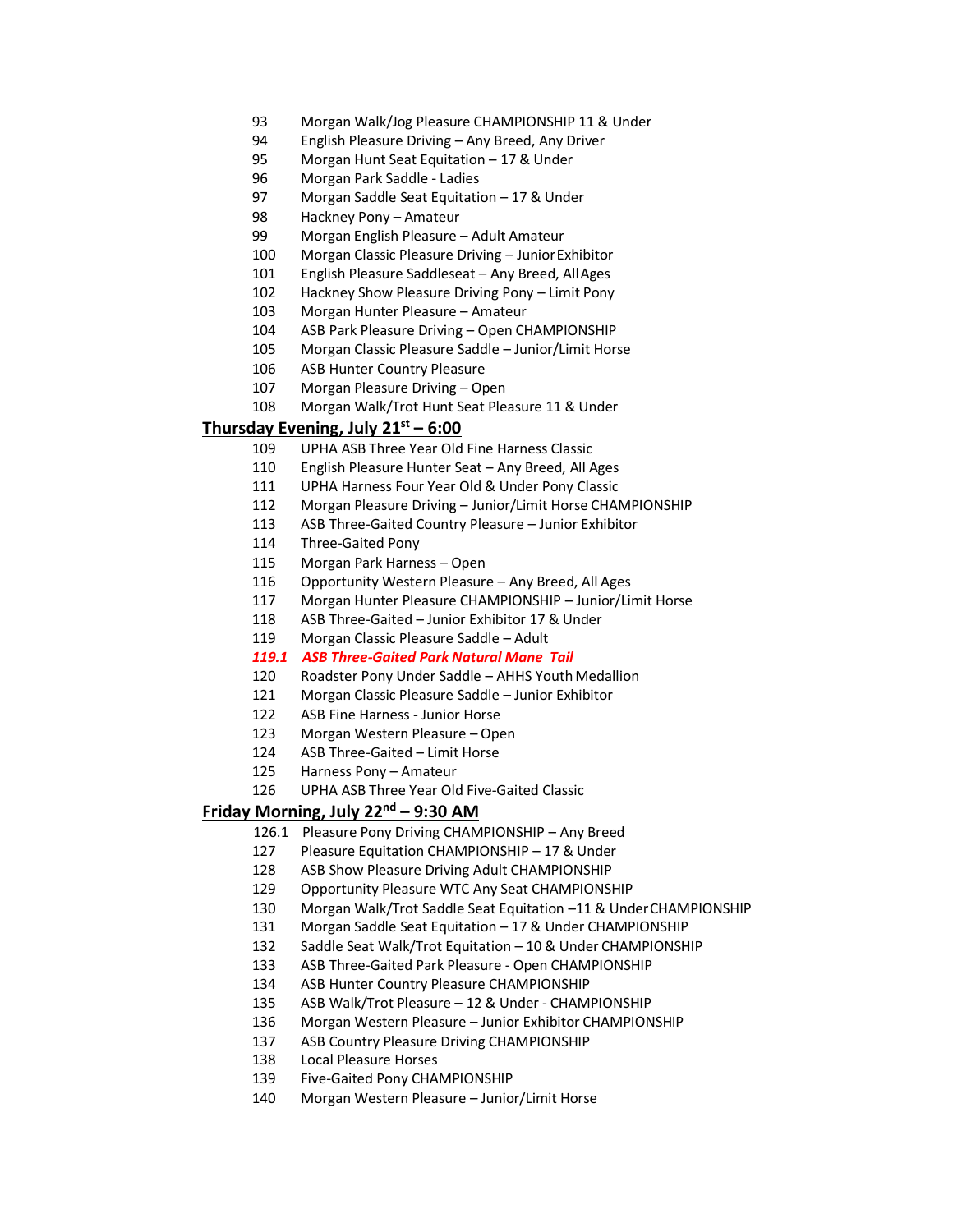93 Morgan Walk/Jog Pleasure CHAMPIONSHIP 11 & Under
94 English Pleasure Driving – Any Breed, Any Driver
95 Morgan Hunt Seat Equitation – 17 & Under
96 Morgan Park Saddle - Ladies
97 Morgan Saddle Seat Equitation – 17 & Under
98 Hackney Pony – Amateur
99 Morgan English Pleasure – Adult Amateur
100 Morgan Classic Pleasure Driving – Junior Exhibitor
101 English Pleasure Saddleseat – Any Breed, All Ages
102 Hackney Show Pleasure Driving Pony – Limit Pony
103 Morgan Hunter Pleasure – Amateur
104 ASB Park Pleasure Driving – Open CHAMPIONSHIP
105 Morgan Classic Pleasure Saddle – Junior/Limit Horse
106 ASB Hunter Country Pleasure
107 Morgan Pleasure Driving – Open
108 Morgan Walk/Trot Hunt Seat Pleasure 11 & Under

## Thursday Evening, July 21st – 6:00

109 UPHA ASB Three Year Old Fine Harness Classic
110 English Pleasure Hunter Seat – Any Breed, All Ages
111 UPHA Harness Four Year Old & Under Pony Classic
112 Morgan Pleasure Driving – Junior/Limit Horse CHAMPIONSHIP
113 ASB Three-Gaited Country Pleasure – Junior Exhibitor
114 Three-Gaited Pony
115 Morgan Park Harness – Open
116 Opportunity Western Pleasure – Any Breed, All Ages
117 Morgan Hunter Pleasure CHAMPIONSHIP – Junior/Limit Horse
118 ASB Three-Gaited – Junior Exhibitor 17 & Under
119 Morgan Classic Pleasure Saddle – Adult
***119.1 ASB Three-Gaited Park Natural Mane Tail***
120 Roadster Pony Under Saddle – AHHS Youth Medallion
121 Morgan Classic Pleasure Saddle – Junior Exhibitor
122 ASB Fine Harness - Junior Horse
123 Morgan Western Pleasure – Open
124 ASB Three-Gaited – Limit Horse
125 Harness Pony – Amateur
126 UPHA ASB Three Year Old Five-Gaited Classic

## Friday Morning, July 22nd – 9:30 AM

126.1 Pleasure Pony Driving CHAMPIONSHIP – Any Breed
127 Pleasure Equitation CHAMPIONSHIP – 17 & Under
128 ASB Show Pleasure Driving Adult CHAMPIONSHIP
129 Opportunity Pleasure WTC Any Seat CHAMPIONSHIP
130 Morgan Walk/Trot Saddle Seat Equitation –11 & Under CHAMPIONSHIP
131 Morgan Saddle Seat Equitation – 17 & Under CHAMPIONSHIP
132 Saddle Seat Walk/Trot Equitation – 10 & Under CHAMPIONSHIP
133 ASB Three-Gaited Park Pleasure - Open CHAMPIONSHIP
134 ASB Hunter Country Pleasure CHAMPIONSHIP
135 ASB Walk/Trot Pleasure – 12 & Under - CHAMPIONSHIP
136 Morgan Western Pleasure – Junior Exhibitor CHAMPIONSHIP
137 ASB Country Pleasure Driving CHAMPIONSHIP
138 Local Pleasure Horses
139 Five-Gaited Pony CHAMPIONSHIP
140 Morgan Western Pleasure – Junior/Limit Horse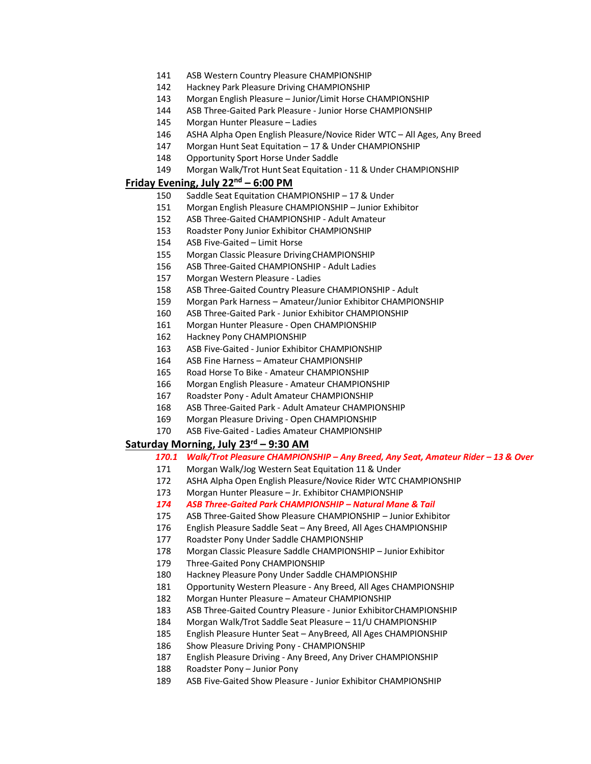141 ASB Western Country Pleasure CHAMPIONSHIP
142 Hackney Park Pleasure Driving CHAMPIONSHIP
143 Morgan English Pleasure – Junior/Limit Horse CHAMPIONSHIP
144 ASB Three-Gaited Park Pleasure - Junior Horse CHAMPIONSHIP
145 Morgan Hunter Pleasure – Ladies
146 ASHA Alpha Open English Pleasure/Novice Rider WTC – All Ages, Any Breed
147 Morgan Hunt Seat Equitation – 17 & Under CHAMPIONSHIP
148 Opportunity Sport Horse Under Saddle
149 Morgan Walk/Trot Hunt Seat Equitation - 11 & Under CHAMPIONSHIP

**Friday Evening, July 22nd – 6:00 PM**

150 Saddle Seat Equitation CHAMPIONSHIP – 17 & Under
151 Morgan English Pleasure CHAMPIONSHIP – Junior Exhibitor
152 ASB Three-Gaited CHAMPIONSHIP - Adult Amateur
153 Roadster Pony Junior Exhibitor CHAMPIONSHIP
154 ASB Five-Gaited – Limit Horse
155 Morgan Classic Pleasure Driving CHAMPIONSHIP
156 ASB Three-Gaited CHAMPIONSHIP - Adult Ladies
157 Morgan Western Pleasure - Ladies
158 ASB Three-Gaited Country Pleasure CHAMPIONSHIP - Adult
159 Morgan Park Harness – Amateur/Junior Exhibitor CHAMPIONSHIP
160 ASB Three-Gaited Park - Junior Exhibitor CHAMPIONSHIP
161 Morgan Hunter Pleasure - Open CHAMPIONSHIP
162 Hackney Pony CHAMPIONSHIP
163 ASB Five-Gaited - Junior Exhibitor CHAMPIONSHIP
164 ASB Fine Harness – Amateur CHAMPIONSHIP
165 Road Horse To Bike - Amateur CHAMPIONSHIP
166 Morgan English Pleasure - Amateur CHAMPIONSHIP
167 Roadster Pony - Adult Amateur CHAMPIONSHIP
168 ASB Three-Gaited Park - Adult Amateur CHAMPIONSHIP
169 Morgan Pleasure Driving - Open CHAMPIONSHIP
170 ASB Five-Gaited - Ladies Amateur CHAMPIONSHIP

**Saturday Morning, July 23rd – 9:30 AM**

***170.1 Walk/Trot Pleasure CHAMPIONSHIP – Any Breed, Any Seat, Amateur Rider – 13 & Over***
171 Morgan Walk/Jog Western Seat Equitation 11 & Under
172 ASHA Alpha Open English Pleasure/Novice Rider WTC CHAMPIONSHIP
173 Morgan Hunter Pleasure – Jr. Exhibitor CHAMPIONSHIP
***174 ASB Three-Gaited Park CHAMPIONSHIP – Natural Mane & Tail***
175 ASB Three-Gaited Show Pleasure CHAMPIONSHIP – Junior Exhibitor
176 English Pleasure Saddle Seat – Any Breed, All Ages CHAMPIONSHIP
177 Roadster Pony Under Saddle CHAMPIONSHIP
178 Morgan Classic Pleasure Saddle CHAMPIONSHIP – Junior Exhibitor
179 Three-Gaited Pony CHAMPIONSHIP
180 Hackney Pleasure Pony Under Saddle CHAMPIONSHIP
181 Opportunity Western Pleasure - Any Breed, All Ages CHAMPIONSHIP
182 Morgan Hunter Pleasure – Amateur CHAMPIONSHIP
183 ASB Three-Gaited Country Pleasure - Junior Exhibitor CHAMPIONSHIP
184 Morgan Walk/Trot Saddle Seat Pleasure – 11/U CHAMPIONSHIP
185 English Pleasure Hunter Seat – Any Breed, All Ages CHAMPIONSHIP
186 Show Pleasure Driving Pony - CHAMPIONSHIP
187 English Pleasure Driving - Any Breed, Any Driver CHAMPIONSHIP
188 Roadster Pony – Junior Pony
189 ASB Five-Gaited Show Pleasure - Junior Exhibitor CHAMPIONSHIP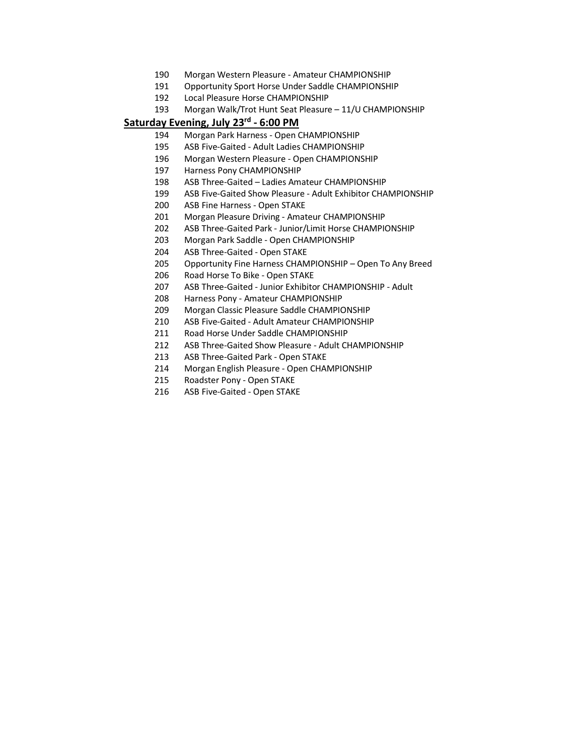190 Morgan Western Pleasure - Amateur CHAMPIONSHIP
191 Opportunity Sport Horse Under Saddle CHAMPIONSHIP
192 Local Pleasure Horse CHAMPIONSHIP
193 Morgan Walk/Trot Hunt Seat Pleasure – 11/U CHAMPIONSHIP

**Saturday Evening, July 23rd - 6:00 PM**

194 Morgan Park Harness - Open CHAMPIONSHIP
195 ASB Five-Gaited - Adult Ladies CHAMPIONSHIP
196 Morgan Western Pleasure - Open CHAMPIONSHIP
197 Harness Pony CHAMPIONSHIP
198 ASB Three-Gaited – Ladies Amateur CHAMPIONSHIP
199 ASB Five-Gaited Show Pleasure - Adult Exhibitor CHAMPIONSHIP
200 ASB Fine Harness - Open STAKE
201 Morgan Pleasure Driving - Amateur CHAMPIONSHIP
202 ASB Three-Gaited Park - Junior/Limit Horse CHAMPIONSHIP
203 Morgan Park Saddle - Open CHAMPIONSHIP
204 ASB Three-Gaited - Open STAKE
205 Opportunity Fine Harness CHAMPIONSHIP – Open To Any Breed
206 Road Horse To Bike - Open STAKE
207 ASB Three-Gaited - Junior Exhibitor CHAMPIONSHIP - Adult
208 Harness Pony - Amateur CHAMPIONSHIP
209 Morgan Classic Pleasure Saddle CHAMPIONSHIP
210 ASB Five-Gaited - Adult Amateur CHAMPIONSHIP
211 Road Horse Under Saddle CHAMPIONSHIP
212 ASB Three-Gaited Show Pleasure - Adult CHAMPIONSHIP
213 ASB Three-Gaited Park - Open STAKE
214 Morgan English Pleasure - Open CHAMPIONSHIP
215 Roadster Pony - Open STAKE
216 ASB Five-Gaited - Open STAKE